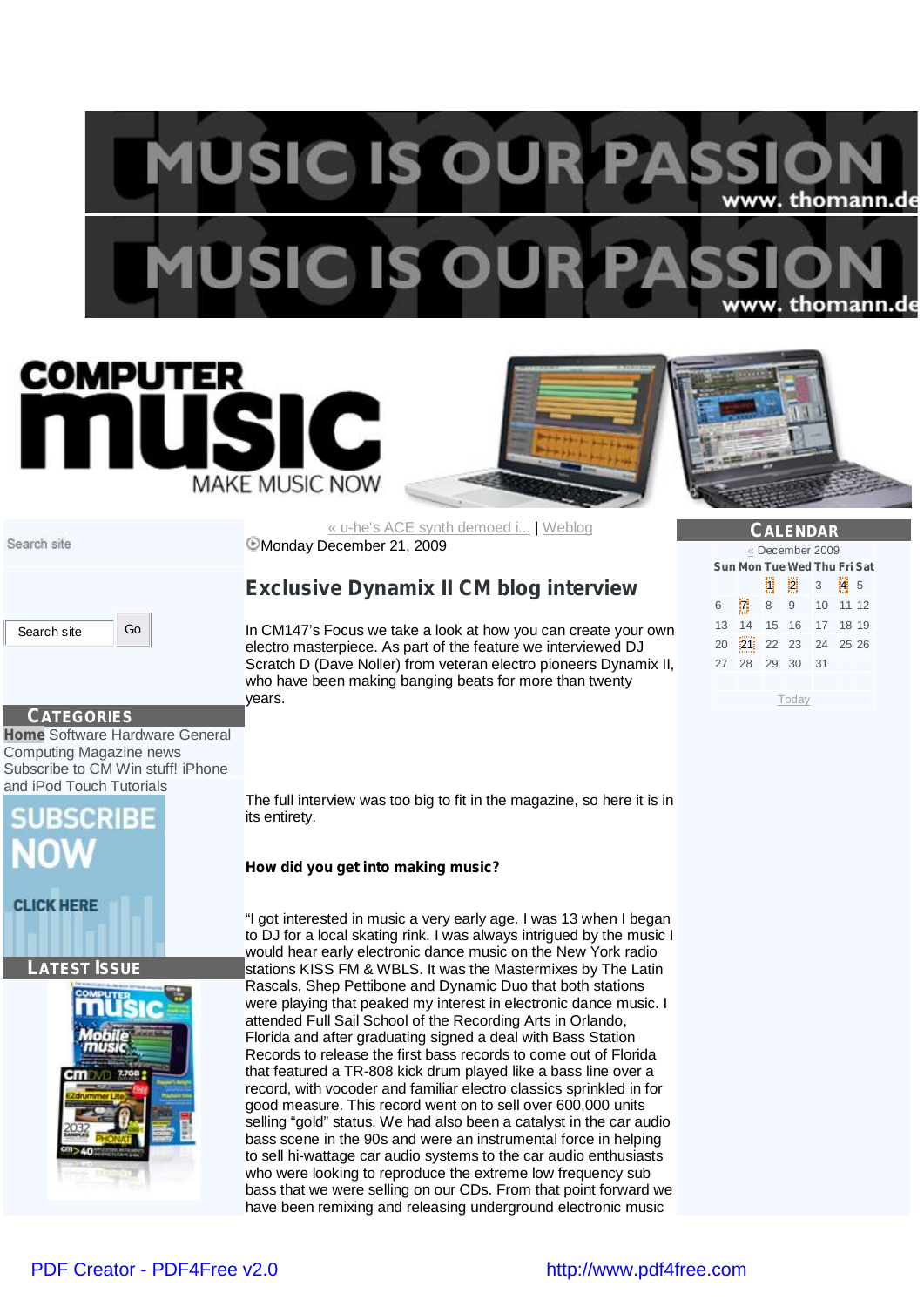« u-he's ACE synth demoed i... | Weblog

Monday December 21, 2009

## Exclusive Dynamix II CM blog interview

In CM147's Focus we take a look at how you can create your own electro masterpiece. As part of the feature we interviewed DJ Scratch D (Dave Noller) from veteran electro pioneers Dynamix II, who have been making banging beats for more than twenty years.

The full interview was too big to fit in the magazine, so here it is in its entirety.

**How did you get into making music?**

"I got interested in music a very early age. I was 13 when I began to DJ for a local skating rink. I was always intrigued by the music I would hear early electronic dance music on the New York radio stations KISS FM & WBLS. It was the Mastermixes by The Latin Rascals, Shep Pettibone and Dynamic Duo that both stations were playing that peaked my interest in electronic dance music. I attended Full Sail School of the Recording Arts in Orlando, Florida and after graduating signed a deal with Bass Station Records to release the first bass records to come out of Florida that featured a TR-808 kick drum played like a bass line over a record, with vocoder and familiar electro classics sprinkled in for good measure. This record went on to sell over 600,000 units selling "gold" status. We had also been a catalyst in the car audio bass scene in the 90s and were an instrumental force in helping to sell hi-wattage car audio systems to the car audio enthusiasts who were looking to reproduce the extreme low frequency sub bass that we were selling on our CDs. From that point forward we have been remixing and releasing underground electronic music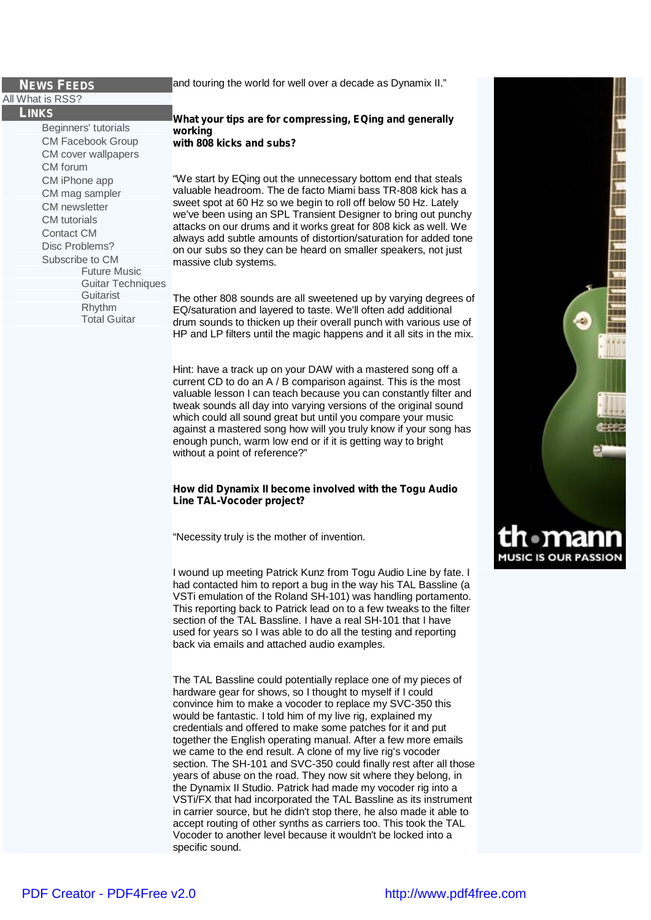## NEWS FEEDS

All What is RSS?

## LINKS

- Beginners' tutorials
- CM Facebook Group
- CM cover wallpapers
- CM forum
- CM iPhone app
- CM mag sampler
- CM newsletter
- CM tutorials
- Contact CM
- Disc Problems?
- Subscribe to CM
  - Future Music
  - Guitar Techniques
  - Guitarist
  - Rhythm
  - Total Guitar

and touring the world for well over a decade as Dynamix II."

**What your tips are for compressing, EQing and generally working with 808 kicks and subs?**

"We start by EQing out the unnecessary bottom end that steals valuable headroom. The de facto Miami bass TR-808 kick has a sweet spot at 60 Hz so we begin to roll off below 50 Hz. Lately we've been using an SPL Transient Designer to bring out punchy attacks on our drums and it works great for 808 kick as well. We always add subtle amounts of distortion/saturation for added tone on our subs so they can be heard on smaller speakers, not just massive club systems.

The other 808 sounds are all sweetened up by varying degrees of EQ/saturation and layered to taste. We'll often add additional drum sounds to thicken up their overall punch with various use of HP and LP filters until the magic happens and it all sits in the mix.

Hint: have a track up on your DAW with a mastered song off a current CD to do an A / B comparison against. This is the most valuable lesson I can teach because you can constantly filter and tweak sounds all day into varying versions of the original sound which could all sound great but until you compare your music against a mastered song how will you truly know if your song has enough punch, warm low end or if it is getting way to bright without a point of reference?"

**How did Dynamix II become involved with the Togu Audio Line TAL-Vocoder project?**

"Necessity truly is the mother of invention.

I wound up meeting Patrick Kunz from Togu Audio Line by fate. I had contacted him to report a bug in the way his TAL Bassline (a VSTi emulation of the Roland SH-101) was handling portamento. This reporting back to Patrick lead on to a few tweaks to the filter section of the TAL Bassline. I have a real SH-101 that I have used for years so I was able to do all the testing and reporting back via emails and attached audio examples.

The TAL Bassline could potentially replace one of my pieces of hardware gear for shows, so I thought to myself if I could convince him to make a vocoder to replace my SVC-350 this would be fantastic. I told him of my live rig, explained my credentials and offered to make some patches for it and put together the English operating manual. After a few more emails we came to the end result. A clone of my live rig's vocoder section. The SH-101 and SVC-350 could finally rest after all those years of abuse on the road. They now sit where they belong, in the Dynamix II Studio. Patrick had made my vocoder rig into a VSTi/FX that had incorporated the TAL Bassline as its instrument in carrier source, but he didn't stop there, he also made it able to accept routing of other synths as carriers too. This took the TAL Vocoder to another level because it wouldn't be locked into a specific sound.

thomann MUSIC IS OUR PASSION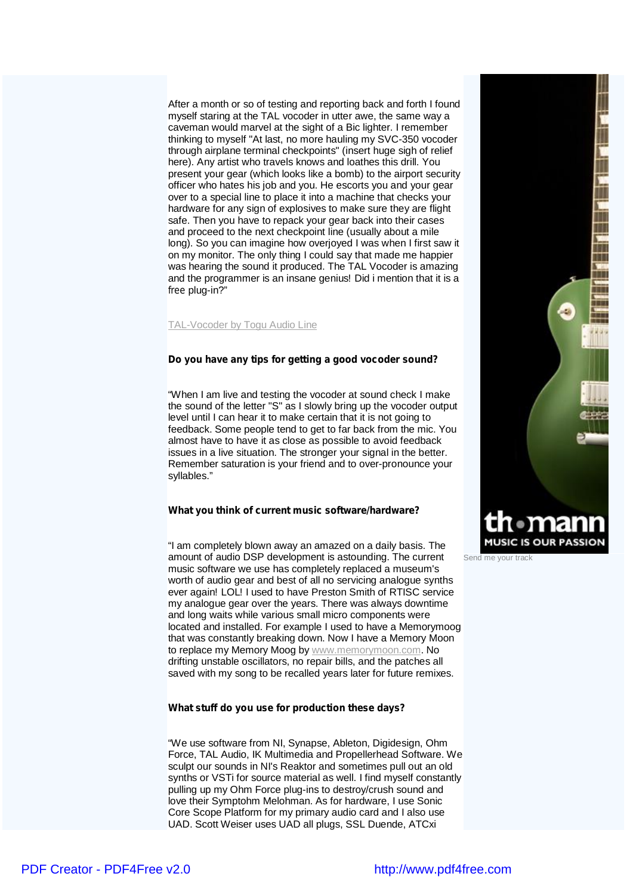After a month or so of testing and reporting back and forth I found myself staring at the TAL vocoder in utter awe, the same way a caveman would marvel at the sight of a Bic lighter. I remember thinking to myself "At last, no more hauling my SVC-350 vocoder through airplane terminal checkpoints" (insert huge sigh of relief here). Any artist who travels knows and loathes this drill. You present your gear (which looks like a bomb) to the airport security officer who hates his job and you. He escorts you and your gear over to a special line to place it into a machine that checks your hardware for any sign of explosives to make sure they are flight safe. Then you have to repack your gear back into their cases and proceed to the next checkpoint line (usually about a mile long). So you can imagine how overjoyed I was when I first saw it on my monitor. The only thing I could say that made me happier was hearing the sound it produced. The TAL Vocoder is amazing and the programmer is an insane genius! Did i mention that it is a free plug-in?"

TAL-Vocoder by Togu Audio Line

**Do you have any tips for getting a good vocoder sound?**

"When I am live and testing the vocoder at sound check I make the sound of the letter "S" as I slowly bring up the vocoder output level until I can hear it to make certain that it is not going to feedback. Some people tend to get to far back from the mic. You almost have to have it as close as possible to avoid feedback issues in a live situation. The stronger your signal in the better. Remember saturation is your friend and to over-pronounce your syllables."

**What you think of current music software/hardware?**

"I am completely blown away an amazed on a daily basis. The amount of audio DSP development is astounding. The current music software we use has completely replaced a museum's worth of audio gear and best of all no servicing analogue synths ever again! LOL! I used to have Preston Smith of RTISC service my analogue gear over the years. There was always downtime and long waits while various small micro components were located and installed. For example I used to have a Memorymoog that was constantly breaking down. Now I have a Memory Moon to replace my Memory Moog by www.memorymoon.com. No drifting unstable oscillators, no repair bills, and the patches all saved with my song to be recalled years later for future remixes.

**What stuff do you use for production these days?**

"We use software from NI, Synapse, Ableton, Digidesign, Ohm Force, TAL Audio, IK Multimedia and Propellerhead Software. We sculpt our sounds in NI's Reaktor and sometimes pull out an old synths or VSTi for source material as well. I find myself constantly pulling up my Ohm Force plug-ins to destroy/crush sound and love their Symptohm Melohman. As for hardware, I use Sonic Core Scope Platform for my primary audio card and I also use UAD. Scott Weiser uses UAD all plugs, SSL Duende, ATCxi

thomann MUSIC IS OUR PASSION

Send me your track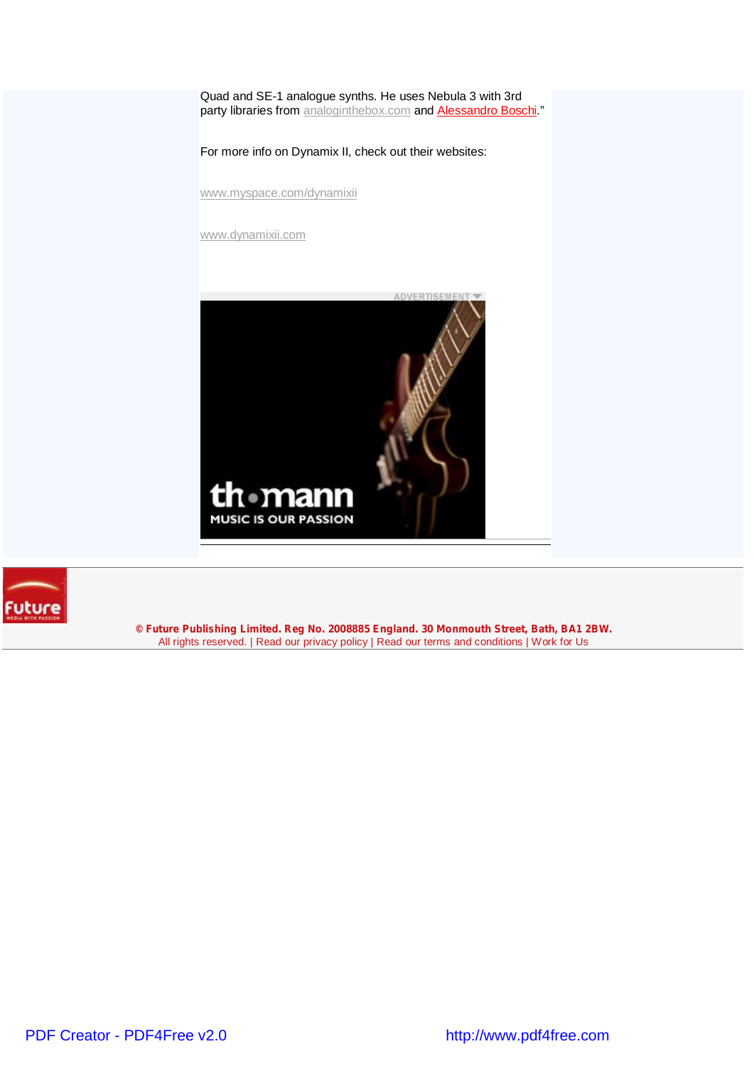Quad and SE-1 analogue synths. He uses Nebula 3 with 3rd party libraries from analoginthebox.com and Alessandro Boschi."

For more info on Dynamix II, check out their websites:

www.myspace.com/dynamixii

www.dynamixii.com

**© Future Publishing Limited. Reg No. 2008885 England. 30 Monmouth Street, Bath, BA1 2BW.**
All rights reserved. | Read our privacy policy | Read our terms and conditions | Work for Us